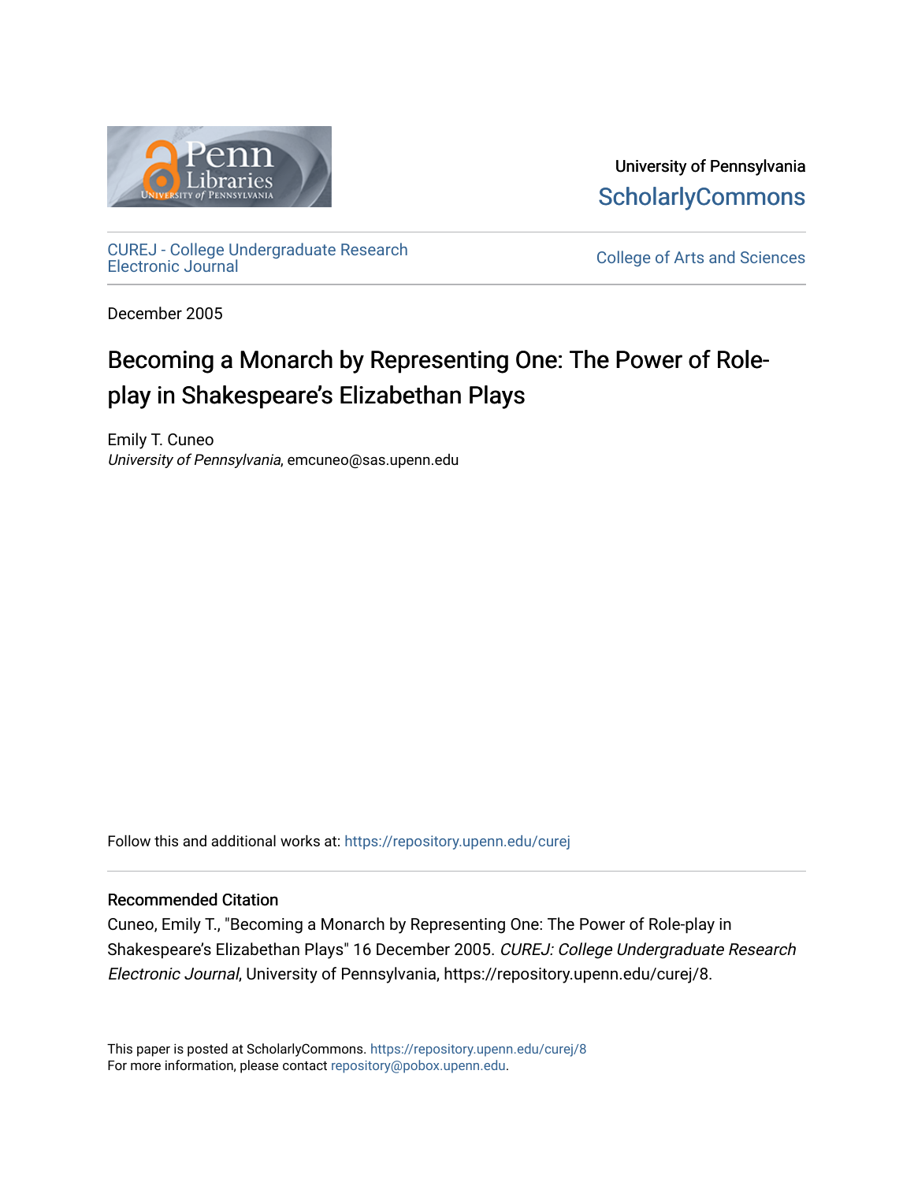University of Pennsylvania
ScholarlyCommons

CUREJ - College Undergraduate Research Electronic Journal

College of Arts and Sciences

December 2005

# Becoming a Monarch by Representing One: The Power of Role-play in Shakespeare's Elizabethan Plays

Emily T. Cuneo
*University of Pennsylvania*, emcuneo@sas.upenn.edu

Follow this and additional works at: https://repository.upenn.edu/curej

### Recommended Citation

Cuneo, Emily T., "Becoming a Monarch by Representing One: The Power of Role-play in Shakespeare's Elizabethan Plays" 16 December 2005. *CUREJ: College Undergraduate Research Electronic Journal*, University of Pennsylvania, https://repository.upenn.edu/curej/8.

This paper is posted at ScholarlyCommons. https://repository.upenn.edu/curej/8
For more information, please contact repository@pobox.upenn.edu.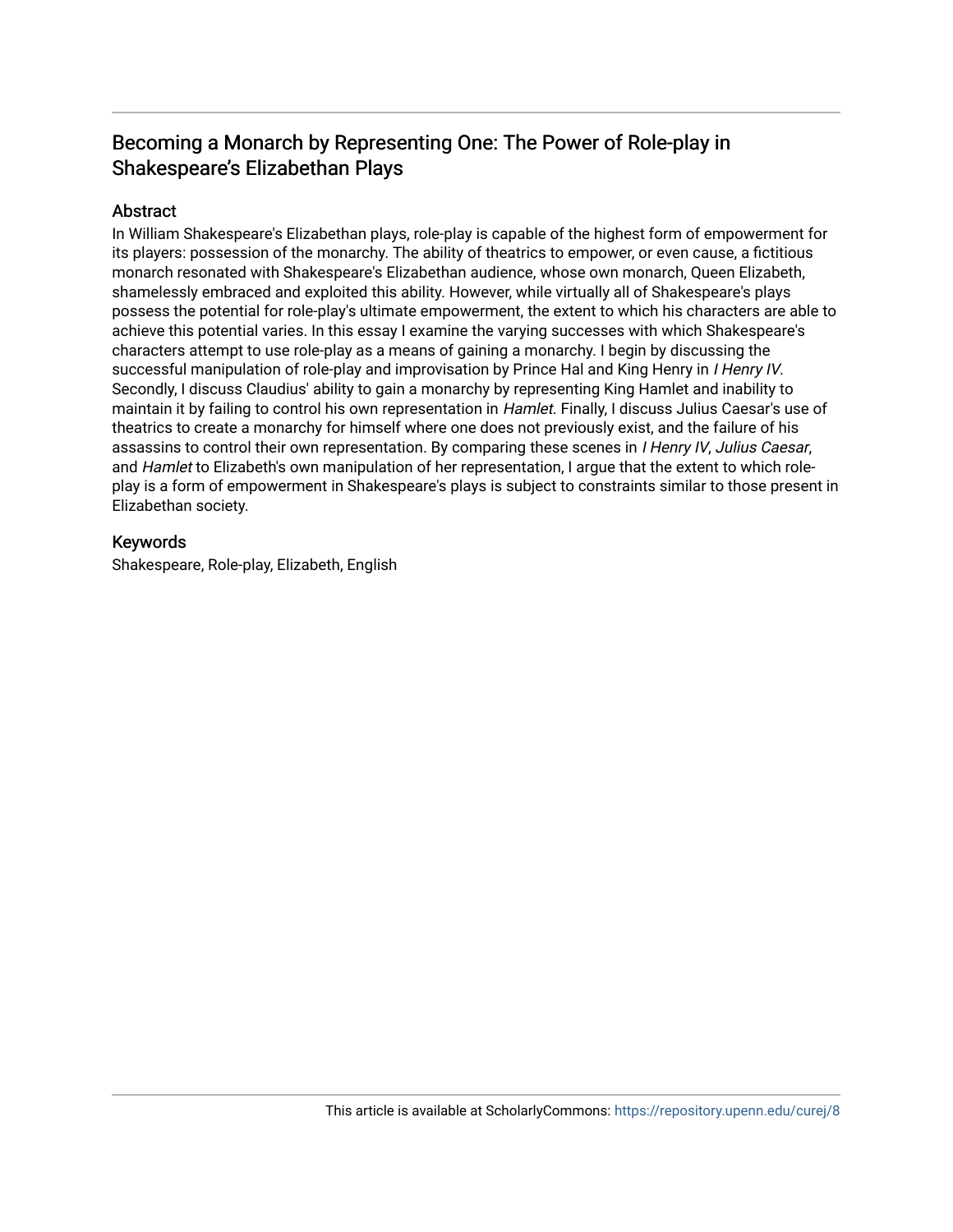# Becoming a Monarch by Representing One: The Power of Role-play in Shakespeare's Elizabethan Plays

## Abstract

In William Shakespeare's Elizabethan plays, role-play is capable of the highest form of empowerment for its players: possession of the monarchy. The ability of theatrics to empower, or even cause, a fictitious monarch resonated with Shakespeare's Elizabethan audience, whose own monarch, Queen Elizabeth, shamelessly embraced and exploited this ability. However, while virtually all of Shakespeare's plays possess the potential for role-play's ultimate empowerment, the extent to which his characters are able to achieve this potential varies. In this essay I examine the varying successes with which Shakespeare's characters attempt to use role-play as a means of gaining a monarchy. I begin by discussing the successful manipulation of role-play and improvisation by Prince Hal and King Henry in *I Henry IV*. Secondly, I discuss Claudius' ability to gain a monarchy by representing King Hamlet and inability to maintain it by failing to control his own representation in *Hamlet*. Finally, I discuss Julius Caesar's use of theatrics to create a monarchy for himself where one does not previously exist, and the failure of his assassins to control their own representation. By comparing these scenes in *I Henry IV*, *Julius Caesar*, and *Hamlet* to Elizabeth's own manipulation of her representation, I argue that the extent to which role-play is a form of empowerment in Shakespeare's plays is subject to constraints similar to those present in Elizabethan society.

## Keywords

Shakespeare, Role-play, Elizabeth, English

This article is available at ScholarlyCommons: https://repository.upenn.edu/curej/8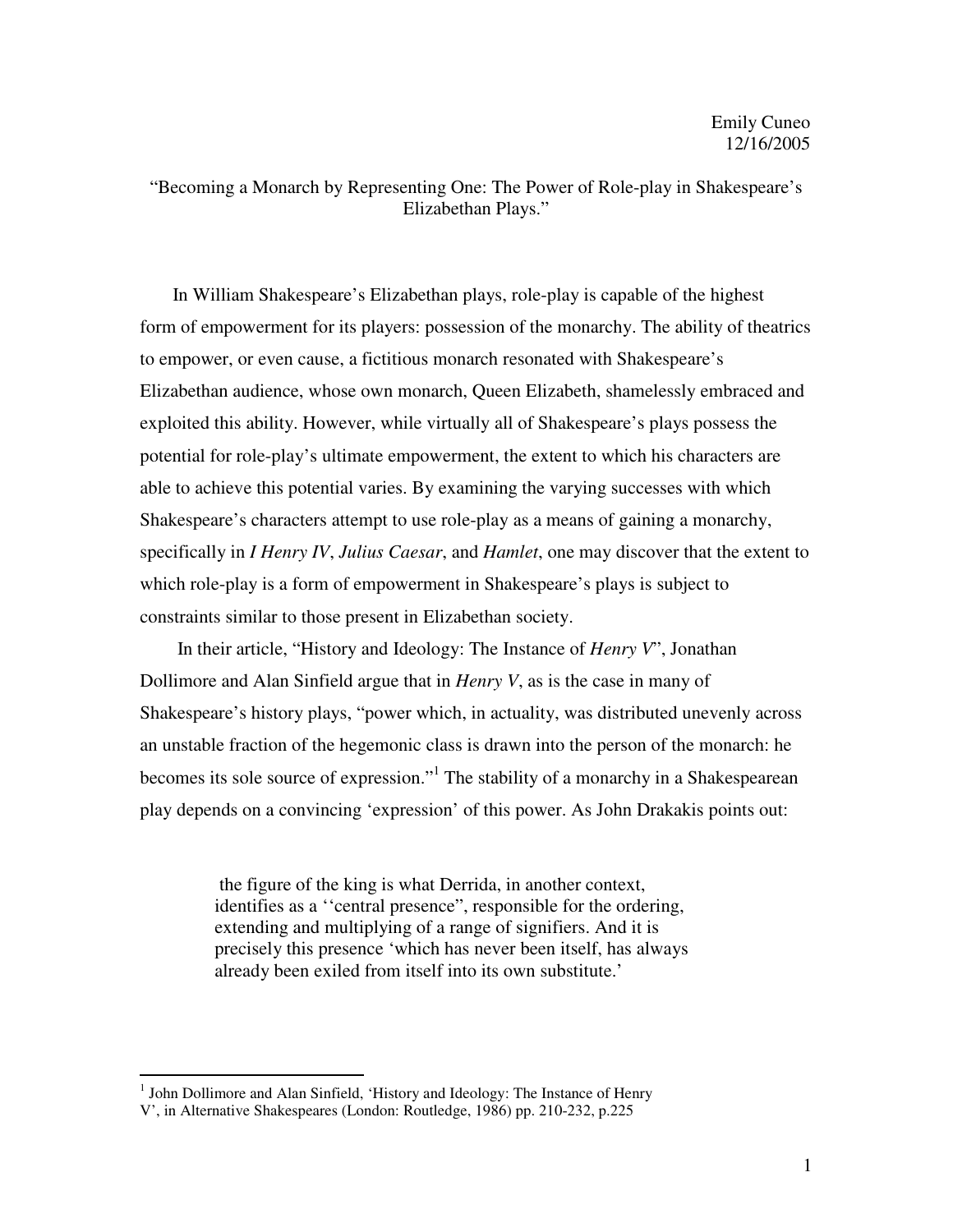Emily Cuneo
12/16/2005

"Becoming a Monarch by Representing One: The Power of Role-play in Shakespeare's Elizabethan Plays."

In William Shakespeare's Elizabethan plays, role-play is capable of the highest form of empowerment for its players: possession of the monarchy. The ability of theatrics to empower, or even cause, a fictitious monarch resonated with Shakespeare's Elizabethan audience, whose own monarch, Queen Elizabeth, shamelessly embraced and exploited this ability. However, while virtually all of Shakespeare's plays possess the potential for role-play's ultimate empowerment, the extent to which his characters are able to achieve this potential varies. By examining the varying successes with which Shakespeare's characters attempt to use role-play as a means of gaining a monarchy, specifically in *I Henry IV*, *Julius Caesar*, and *Hamlet*, one may discover that the extent to which role-play is a form of empowerment in Shakespeare's plays is subject to constraints similar to those present in Elizabethan society.

In their article, "History and Ideology: The Instance of *Henry V*", Jonathan Dollimore and Alan Sinfield argue that in *Henry V*, as is the case in many of Shakespeare's history plays, "power which, in actuality, was distributed unevenly across an unstable fraction of the hegemonic class is drawn into the person of the monarch: he becomes its sole source of expression."[1] The stability of a monarchy in a Shakespearean play depends on a convincing 'expression' of this power. As John Drakakis points out:

> the figure of the king is what Derrida, in another context, identifies as a ''central presence", responsible for the ordering, extending and multiplying of a range of signifiers. And it is precisely this presence 'which has never been itself, has always already been exiled from itself into its own substitute.'

[1] John Dollimore and Alan Sinfield, 'History and Ideology: The Instance of Henry V', in Alternative Shakespeares (London: Routledge, 1986) pp. 210-232, p.225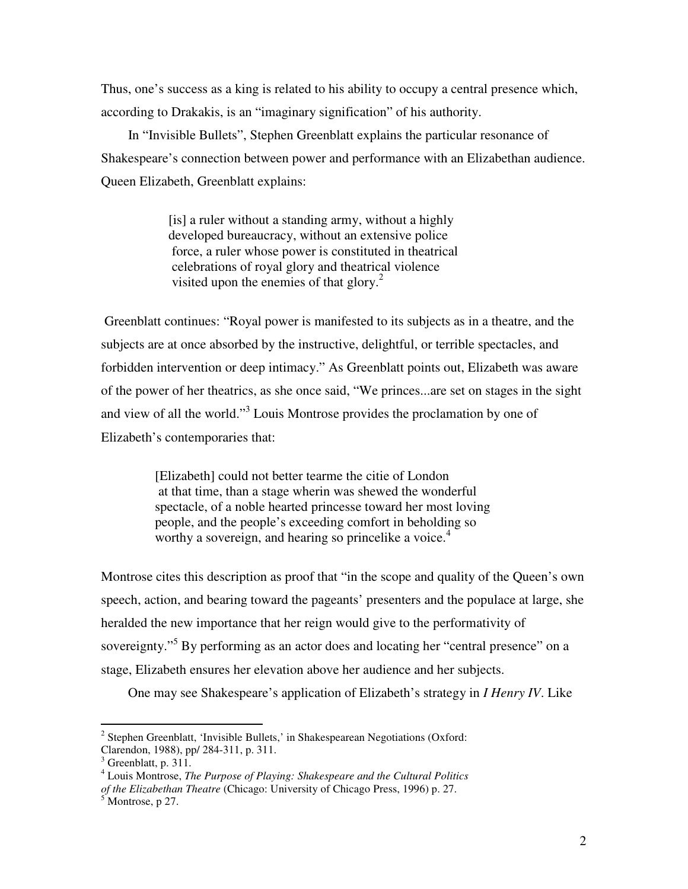Thus, one's success as a king is related to his ability to occupy a central presence which, according to Drakakis, is an "imaginary signification" of his authority.

In "Invisible Bullets", Stephen Greenblatt explains the particular resonance of Shakespeare's connection between power and performance with an Elizabethan audience. Queen Elizabeth, Greenblatt explains:

> [is] a ruler without a standing army, without a highly developed bureaucracy, without an extensive police force, a ruler whose power is constituted in theatrical celebrations of royal glory and theatrical violence visited upon the enemies of that glory.[2]

Greenblatt continues: "Royal power is manifested to its subjects as in a theatre, and the subjects are at once absorbed by the instructive, delightful, or terrible spectacles, and forbidden intervention or deep intimacy." As Greenblatt points out, Elizabeth was aware of the power of her theatrics, as she once said, "We princes...are set on stages in the sight and view of all the world."[3] Louis Montrose provides the proclamation by one of Elizabeth's contemporaries that:

> [Elizabeth] could not better tearme the citie of London at that time, than a stage wherin was shewed the wonderful spectacle, of a noble hearted princesse toward her most loving people, and the people's exceeding comfort in beholding so worthy a sovereign, and hearing so princelike a voice.[4]

Montrose cites this description as proof that "in the scope and quality of the Queen's own speech, action, and bearing toward the pageants' presenters and the populace at large, she heralded the new importance that her reign would give to the performativity of sovereignty."[5] By performing as an actor does and locating her "central presence" on a stage, Elizabeth ensures her elevation above her audience and her subjects.

One may see Shakespeare's application of Elizabeth's strategy in *I Henry IV*. Like

---

[2] Stephen Greenblatt, 'Invisible Bullets,' in Shakespearean Negotiations (Oxford: Clarendon, 1988), pp/ 284-311, p. 311.

[3] Greenblatt, p. 311.

[4] Louis Montrose, *The Purpose of Playing: Shakespeare and the Cultural Politics of the Elizabethan Theatre* (Chicago: University of Chicago Press, 1996) p. 27.

[5] Montrose, p 27.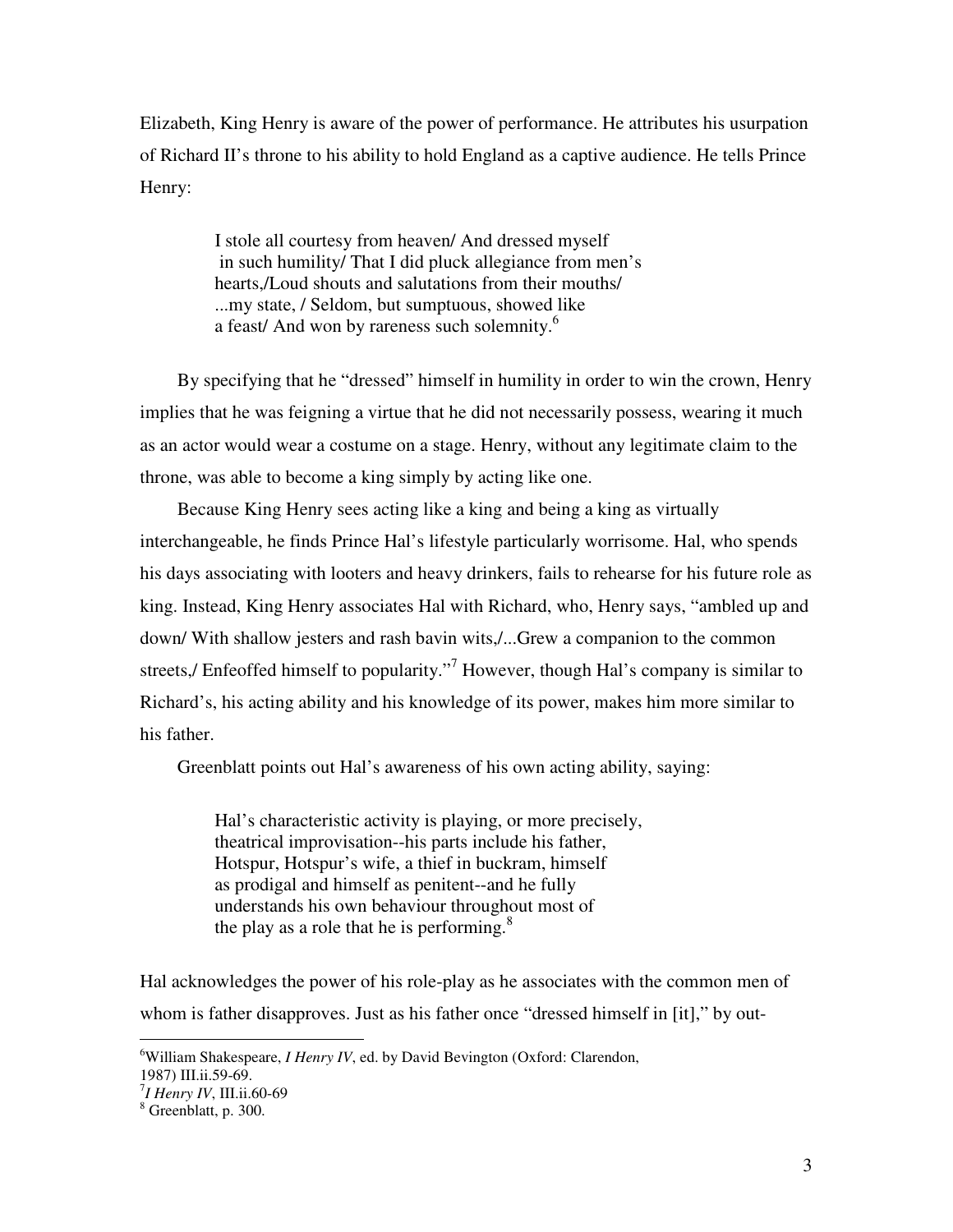Elizabeth, King Henry is aware of the power of performance. He attributes his usurpation of Richard II's throne to his ability to hold England as a captive audience. He tells Prince Henry:

> I stole all courtesy from heaven/ And dressed myself in such humility/ That I did pluck allegiance from men's hearts,/Loud shouts and salutations from their mouths/ ...my state, / Seldom, but sumptuous, showed like a feast/ And won by rareness such solemnity.[6]

By specifying that he "dressed" himself in humility in order to win the crown, Henry implies that he was feigning a virtue that he did not necessarily possess, wearing it much as an actor would wear a costume on a stage. Henry, without any legitimate claim to the throne, was able to become a king simply by acting like one.

Because King Henry sees acting like a king and being a king as virtually interchangeable, he finds Prince Hal's lifestyle particularly worrisome. Hal, who spends his days associating with looters and heavy drinkers, fails to rehearse for his future role as king. Instead, King Henry associates Hal with Richard, who, Henry says, "ambled up and down/ With shallow jesters and rash bavin wits,/...Grew a companion to the common streets,/ Enfeoffed himself to popularity."[7] However, though Hal's company is similar to Richard's, his acting ability and his knowledge of its power, makes him more similar to his father.

Greenblatt points out Hal's awareness of his own acting ability, saying:

> Hal's characteristic activity is playing, or more precisely, theatrical improvisation--his parts include his father, Hotspur, Hotspur's wife, a thief in buckram, himself as prodigal and himself as penitent--and he fully understands his own behaviour throughout most of the play as a role that he is performing.[8]

Hal acknowledges the power of his role-play as he associates with the common men of whom is father disapproves. Just as his father once "dressed himself in [it]," by out-

---

[6] William Shakespeare, *I Henry IV*, ed. by David Bevington (Oxford: Clarendon, 1987) III.ii.59-69.

[7] *I Henry IV*, III.ii.60-69

[8] Greenblatt, p. 300.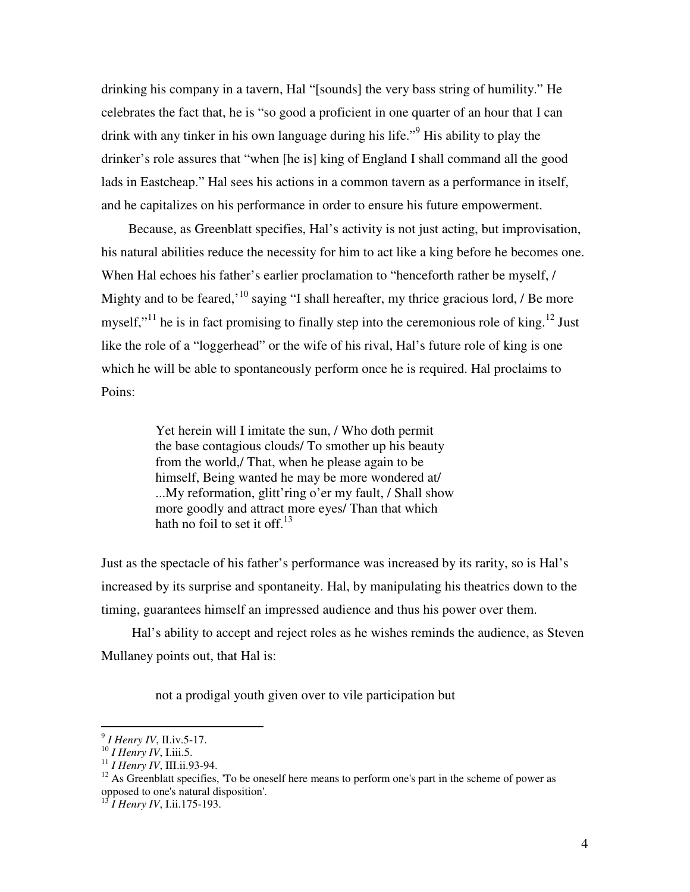drinking his company in a tavern, Hal "[sounds] the very bass string of humility." He celebrates the fact that, he is "so good a proficient in one quarter of an hour that I can drink with any tinker in his own language during his life."[9] His ability to play the drinker's role assures that "when [he is] king of England I shall command all the good lads in Eastcheap." Hal sees his actions in a common tavern as a performance in itself, and he capitalizes on his performance in order to ensure his future empowerment.

Because, as Greenblatt specifies, Hal's activity is not just acting, but improvisation, his natural abilities reduce the necessity for him to act like a king before he becomes one. When Hal echoes his father's earlier proclamation to "henceforth rather be myself, / Mighty and to be feared,'[10] saying "I shall hereafter, my thrice gracious lord, / Be more myself,"[11] he is in fact promising to finally step into the ceremonious role of king.[12] Just like the role of a "loggerhead" or the wife of his rival, Hal's future role of king is one which he will be able to spontaneously perform once he is required. Hal proclaims to Poins:

> Yet herein will I imitate the sun, / Who doth permit the base contagious clouds/ To smother up his beauty from the world,/ That, when he please again to be himself, Being wanted he may be more wondered at/ ...My reformation, glitt'ring o'er my fault, / Shall show more goodly and attract more eyes/ Than that which hath no foil to set it off.[13]

Just as the spectacle of his father's performance was increased by its rarity, so is Hal's increased by its surprise and spontaneity. Hal, by manipulating his theatrics down to the timing, guarantees himself an impressed audience and thus his power over them.

Hal's ability to accept and reject roles as he wishes reminds the audience, as Steven Mullaney points out, that Hal is:

> not a prodigal youth given over to vile participation but

---

[9] *I Henry IV*, II.iv.5-17.

[10] *I Henry IV*, I.iii.5.

[11] *I Henry IV*, III.ii.93-94.

[12] As Greenblatt specifies, 'To be oneself here means to perform one's part in the scheme of power as opposed to one's natural disposition'.

[13] *I Henry IV*, I.ii.175-193.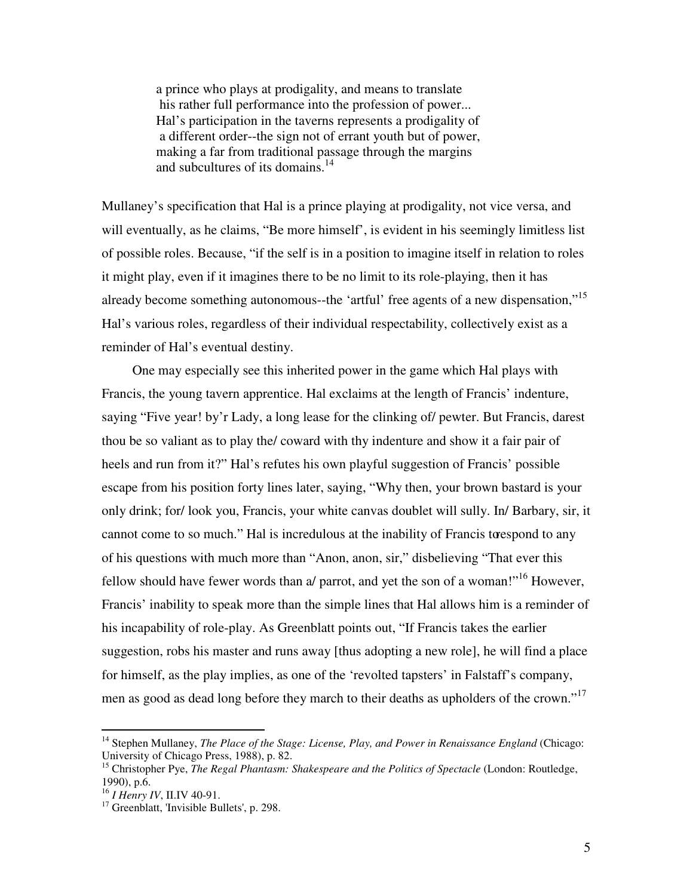> a prince who plays at prodigality, and means to translate his rather full performance into the profession of power... Hal's participation in the taverns represents a prodigality of a different order--the sign not of errant youth but of power, making a far from traditional passage through the margins and subcultures of its domains.[14]

Mullaney's specification that Hal is a prince playing at prodigality, not vice versa, and will eventually, as he claims, "Be more himself', is evident in his seemingly limitless list of possible roles. Because, "if the self is in a position to imagine itself in relation to roles it might play, even if it imagines there to be no limit to its role-playing, then it has already become something autonomous--the 'artful' free agents of a new dispensation,"[15] Hal's various roles, regardless of their individual respectability, collectively exist as a reminder of Hal's eventual destiny.

One may especially see this inherited power in the game which Hal plays with Francis, the young tavern apprentice. Hal exclaims at the length of Francis' indenture, saying "Five year! by'r Lady, a long lease for the clinking of/ pewter. But Francis, darest thou be so valiant as to play the/ coward with thy indenture and show it a fair pair of heels and run from it?" Hal's refutes his own playful suggestion of Francis' possible escape from his position forty lines later, saying, "Why then, your brown bastard is your only drink; for/ look you, Francis, your white canvas doublet will sully. In/ Barbary, sir, it cannot come to so much." Hal is incredulous at the inability of Francis to respond to any of his questions with much more than "Anon, anon, sir," disbelieving "That ever this fellow should have fewer words than a/ parrot, and yet the son of a woman!"[16] However, Francis' inability to speak more than the simple lines that Hal allows him is a reminder of his incapability of role-play. As Greenblatt points out, "If Francis takes the earlier suggestion, robs his master and runs away [thus adopting a new role], he will find a place for himself, as the play implies, as one of the 'revolted tapsters' in Falstaff's company, men as good as dead long before they march to their deaths as upholders of the crown."[17]

---

[14] Stephen Mullaney, *The Place of the Stage: License, Play, and Power in Renaissance England* (Chicago: University of Chicago Press, 1988), p. 82.

[15] Christopher Pye, *The Regal Phantasm: Shakespeare and the Politics of Spectacle* (London: Routledge, 1990), p.6.

[16] *I Henry IV*, II.IV 40-91.

[17] Greenblatt, 'Invisible Bullets', p. 298.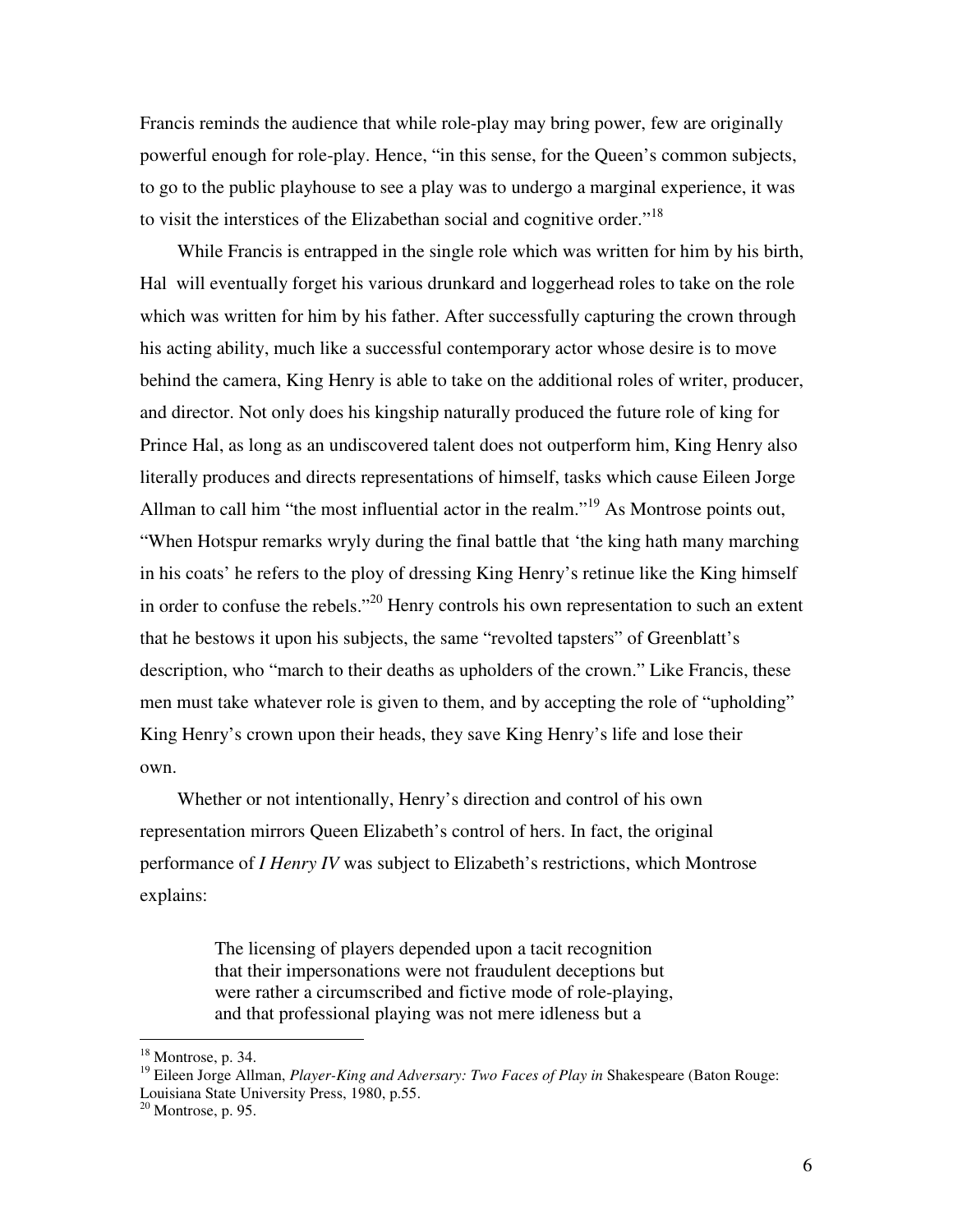Francis reminds the audience that while role-play may bring power, few are originally powerful enough for role-play. Hence, "in this sense, for the Queen's common subjects, to go to the public playhouse to see a play was to undergo a marginal experience, it was to visit the interstices of the Elizabethan social and cognitive order."[18]

While Francis is entrapped in the single role which was written for him by his birth, Hal will eventually forget his various drunkard and loggerhead roles to take on the role which was written for him by his father. After successfully capturing the crown through his acting ability, much like a successful contemporary actor whose desire is to move behind the camera, King Henry is able to take on the additional roles of writer, producer, and director. Not only does his kingship naturally produced the future role of king for Prince Hal, as long as an undiscovered talent does not outperform him, King Henry also literally produces and directs representations of himself, tasks which cause Eileen Jorge Allman to call him "the most influential actor in the realm."[19] As Montrose points out, "When Hotspur remarks wryly during the final battle that 'the king hath many marching in his coats' he refers to the ploy of dressing King Henry's retinue like the King himself in order to confuse the rebels."[20] Henry controls his own representation to such an extent that he bestows it upon his subjects, the same "revolted tapsters" of Greenblatt's description, who "march to their deaths as upholders of the crown." Like Francis, these men must take whatever role is given to them, and by accepting the role of "upholding" King Henry's crown upon their heads, they save King Henry's life and lose their own.

Whether or not intentionally, Henry's direction and control of his own representation mirrors Queen Elizabeth's control of hers. In fact, the original performance of *I Henry IV* was subject to Elizabeth's restrictions, which Montrose explains:

> The licensing of players depended upon a tacit recognition that their impersonations were not fraudulent deceptions but were rather a circumscribed and fictive mode of role-playing, and that professional playing was not mere idleness but a

---

[18] Montrose, p. 34.

[19] Eileen Jorge Allman, *Player-King and Adversary: Two Faces of Play in* Shakespeare (Baton Rouge: Louisiana State University Press, 1980, p.55.

[20] Montrose, p. 95.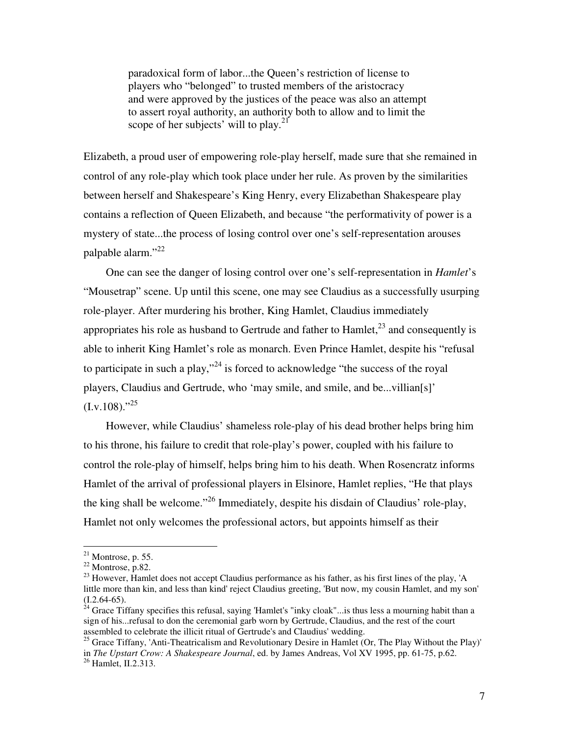> paradoxical form of labor...the Queen's restriction of license to players who "belonged" to trusted members of the aristocracy and were approved by the justices of the peace was also an attempt to assert royal authority, an authority both to allow and to limit the scope of her subjects' will to play.[21]

Elizabeth, a proud user of empowering role-play herself, made sure that she remained in control of any role-play which took place under her rule. As proven by the similarities between herself and Shakespeare's King Henry, every Elizabethan Shakespeare play contains a reflection of Queen Elizabeth, and because "the performativity of power is a mystery of state...the process of losing control over one's self-representation arouses palpable alarm."[22]

One can see the danger of losing control over one's self-representation in *Hamlet*'s "Mousetrap" scene. Up until this scene, one may see Claudius as a successfully usurping role-player. After murdering his brother, King Hamlet, Claudius immediately appropriates his role as husband to Gertrude and father to Hamlet,[23] and consequently is able to inherit King Hamlet's role as monarch. Even Prince Hamlet, despite his "refusal to participate in such a play,"[24] is forced to acknowledge "the success of the royal players, Claudius and Gertrude, who 'may smile, and smile, and be...villian[s]' (I.v.108)."[25]

However, while Claudius' shameless role-play of his dead brother helps bring him to his throne, his failure to credit that role-play's power, coupled with his failure to control the role-play of himself, helps bring him to his death. When Rosencratz informs Hamlet of the arrival of professional players in Elsinore, Hamlet replies, "He that plays the king shall be welcome."[26] Immediately, despite his disdain of Claudius' role-play, Hamlet not only welcomes the professional actors, but appoints himself as their

---

[21] Montrose, p. 55.

[22] Montrose, p.82.

[23] However, Hamlet does not accept Claudius performance as his father, as his first lines of the play, 'A little more than kin, and less than kind' reject Claudius greeting, 'But now, my cousin Hamlet, and my son' (I.2.64-65).

[24] Grace Tiffany specifies this refusal, saying 'Hamlet's "inky cloak"...is thus less a mourning habit than a sign of his...refusal to don the ceremonial garb worn by Gertrude, Claudius, and the rest of the court assembled to celebrate the illicit ritual of Gertrude's and Claudius' wedding.

[25] Grace Tiffany, 'Anti-Theatricalism and Revolutionary Desire in Hamlet (Or, The Play Without the Play)' in *The Upstart Crow: A Shakespeare Journal*, ed. by James Andreas, Vol XV 1995, pp. 61-75, p.62.

[26] Hamlet, II.2.313.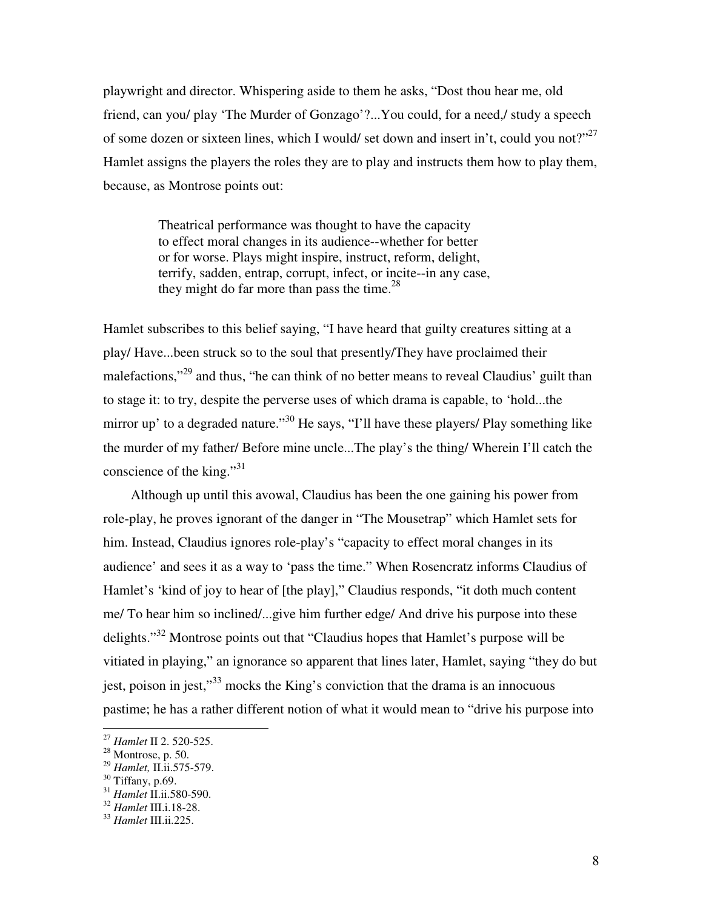playwright and director. Whispering aside to them he asks, "Dost thou hear me, old friend, can you/ play 'The Murder of Gonzago'?...You could, for a need,/ study a speech of some dozen or sixteen lines, which I would/ set down and insert in't, could you not?"[27] Hamlet assigns the players the roles they are to play and instructs them how to play them, because, as Montrose points out:

> Theatrical performance was thought to have the capacity to effect moral changes in its audience--whether for better or for worse. Plays might inspire, instruct, reform, delight, terrify, sadden, entrap, corrupt, infect, or incite--in any case, they might do far more than pass the time.[28]

Hamlet subscribes to this belief saying, "I have heard that guilty creatures sitting at a play/ Have...been struck so to the soul that presently/They have proclaimed their malefactions,"[29] and thus, "he can think of no better means to reveal Claudius' guilt than to stage it: to try, despite the perverse uses of which drama is capable, to 'hold...the mirror up' to a degraded nature."[30] He says, "I'll have these players/ Play something like the murder of my father/ Before mine uncle...The play's the thing/ Wherein I'll catch the conscience of the king."[31]

Although up until this avowal, Claudius has been the one gaining his power from role-play, he proves ignorant of the danger in "The Mousetrap" which Hamlet sets for him. Instead, Claudius ignores role-play's "capacity to effect moral changes in its audience' and sees it as a way to 'pass the time." When Rosencratz informs Claudius of Hamlet's 'kind of joy to hear of [the play]," Claudius responds, "it doth much content me/ To hear him so inclined/...give him further edge/ And drive his purpose into these delights."[32] Montrose points out that "Claudius hopes that Hamlet's purpose will be vitiated in playing," an ignorance so apparent that lines later, Hamlet, saying "they do but jest, poison in jest,"[33] mocks the King's conviction that the drama is an innocuous pastime; he has a rather different notion of what it would mean to "drive his purpose into

---

[27] *Hamlet* II 2. 520-525.

[28] Montrose, p. 50.

[29] *Hamlet,* II.ii.575-579.

[30] Tiffany, p.69.

[31] *Hamlet* II.ii.580-590.

[32] *Hamlet* III.i.18-28.

[33] *Hamlet* III.ii.225.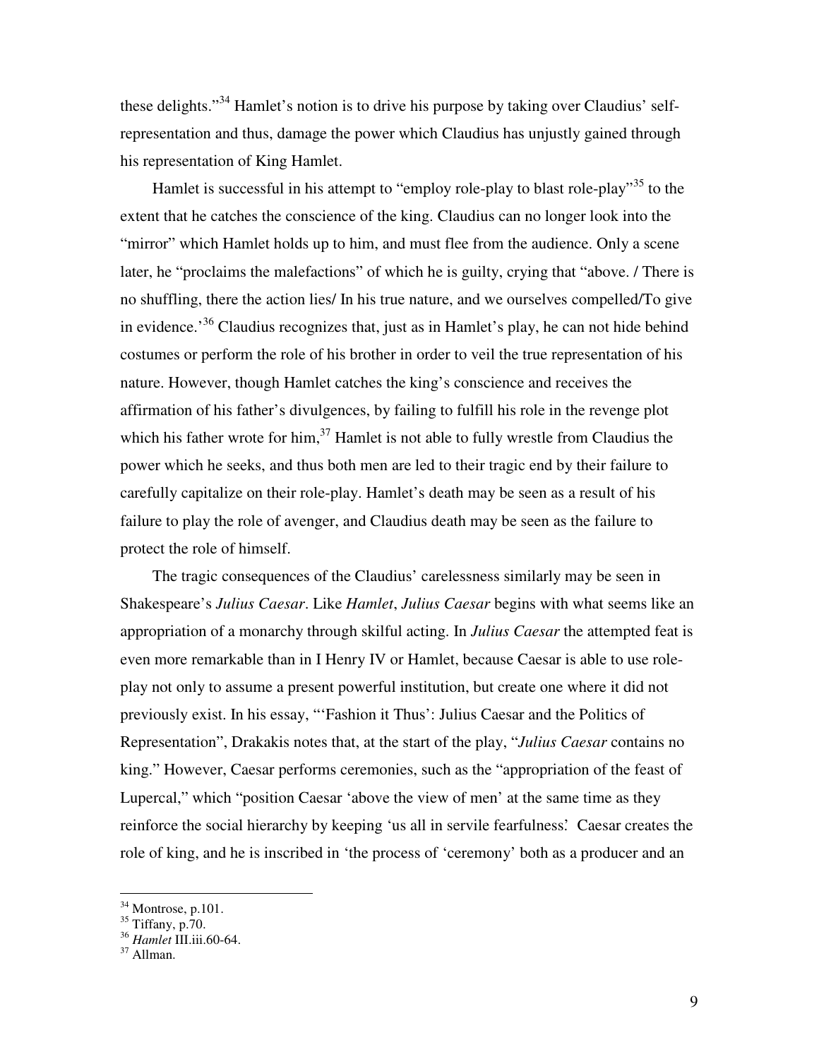these delights."[34] Hamlet's notion is to drive his purpose by taking over Claudius' self-representation and thus, damage the power which Claudius has unjustly gained through his representation of King Hamlet.

Hamlet is successful in his attempt to "employ role-play to blast role-play"[35] to the extent that he catches the conscience of the king. Claudius can no longer look into the "mirror" which Hamlet holds up to him, and must flee from the audience. Only a scene later, he "proclaims the malefactions" of which he is guilty, crying that "above. / There is no shuffling, there the action lies/ In his true nature, and we ourselves compelled/To give in evidence.'[36] Claudius recognizes that, just as in Hamlet's play, he can not hide behind costumes or perform the role of his brother in order to veil the true representation of his nature. However, though Hamlet catches the king's conscience and receives the affirmation of his father's divulgences, by failing to fulfill his role in the revenge plot which his father wrote for him,[37] Hamlet is not able to fully wrestle from Claudius the power which he seeks, and thus both men are led to their tragic end by their failure to carefully capitalize on their role-play. Hamlet's death may be seen as a result of his failure to play the role of avenger, and Claudius death may be seen as the failure to protect the role of himself.

The tragic consequences of the Claudius' carelessness similarly may be seen in Shakespeare's *Julius Caesar*. Like *Hamlet*, *Julius Caesar* begins with what seems like an appropriation of a monarchy through skilful acting. In *Julius Caesar* the attempted feat is even more remarkable than in I Henry IV or Hamlet, because Caesar is able to use role-play not only to assume a present powerful institution, but create one where it did not previously exist. In his essay, "'Fashion it Thus': Julius Caesar and the Politics of Representation", Drakakis notes that, at the start of the play, "*Julius Caesar* contains no king." However, Caesar performs ceremonies, such as the "appropriation of the feast of Lupercal," which "position Caesar 'above the view of men' at the same time as they reinforce the social hierarchy by keeping 'us all in servile fearfulness'. Caesar creates the role of king, and he is inscribed in 'the process of 'ceremony' both as a producer and an

---

[34] Montrose, p.101.
[35] Tiffany, p.70.
[36] *Hamlet* III.iii.60-64.
[37] Allman.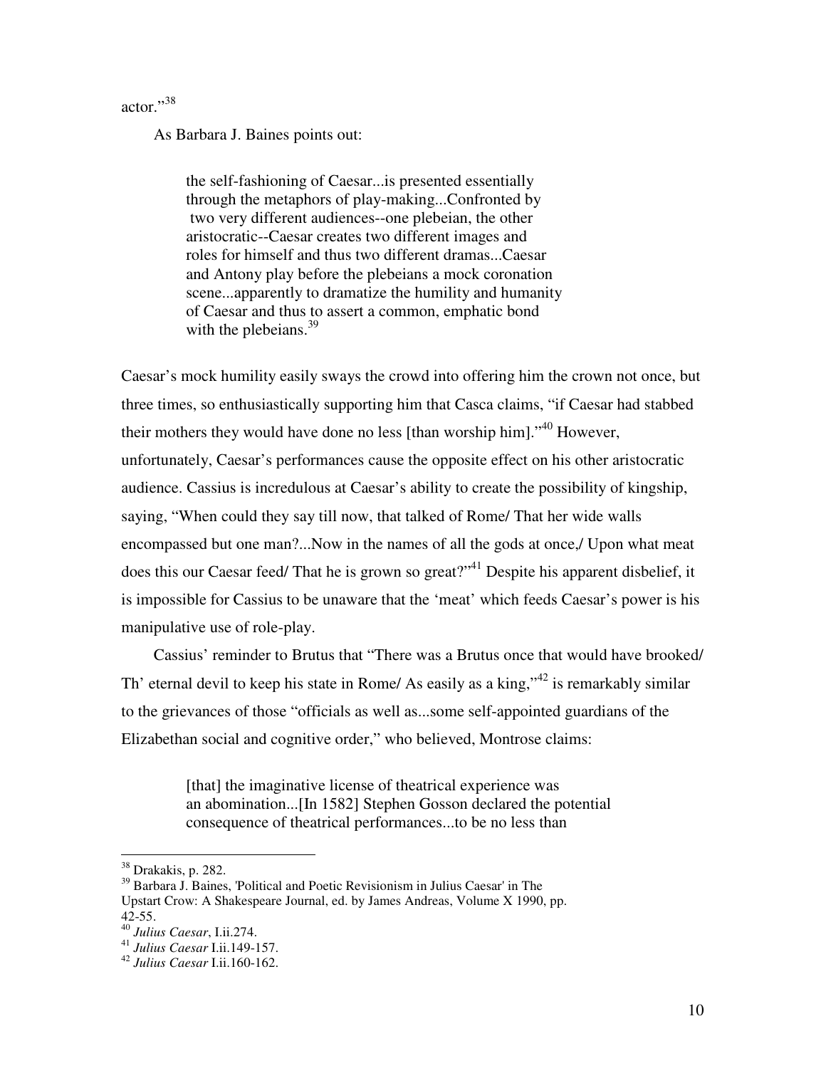actor."[38]

As Barbara J. Baines points out:

> the self-fashioning of Caesar...is presented essentially through the metaphors of play-making...Confronted by two very different audiences--one plebeian, the other aristocratic--Caesar creates two different images and roles for himself and thus two different dramas...Caesar and Antony play before the plebeians a mock coronation scene...apparently to dramatize the humility and humanity of Caesar and thus to assert a common, emphatic bond with the plebeians.[39]

Caesar's mock humility easily sways the crowd into offering him the crown not once, but three times, so enthusiastically supporting him that Casca claims, "if Caesar had stabbed their mothers they would have done no less [than worship him]."[40] However, unfortunately, Caesar's performances cause the opposite effect on his other aristocratic audience. Cassius is incredulous at Caesar's ability to create the possibility of kingship, saying, "When could they say till now, that talked of Rome/ That her wide walls encompassed but one man?...Now in the names of all the gods at once,/ Upon what meat does this our Caesar feed/ That he is grown so great?"[41] Despite his apparent disbelief, it is impossible for Cassius to be unaware that the 'meat' which feeds Caesar's power is his manipulative use of role-play.

Cassius' reminder to Brutus that "There was a Brutus once that would have brooked/ Th' eternal devil to keep his state in Rome/ As easily as a king,"[42] is remarkably similar to the grievances of those "officials as well as...some self-appointed guardians of the Elizabethan social and cognitive order," who believed, Montrose claims:

> [that] the imaginative license of theatrical experience was an abomination...[In 1582] Stephen Gosson declared the potential consequence of theatrical performances...to be no less than

---

[38] Drakakis, p. 282.

[39] Barbara J. Baines, 'Political and Poetic Revisionism in Julius Caesar' in The Upstart Crow: A Shakespeare Journal, ed. by James Andreas, Volume X 1990, pp. 42-55.

[40] *Julius Caesar*, I.ii.274.

[41] *Julius Caesar* I.ii.149-157.

[42] *Julius Caesar* I.ii.160-162.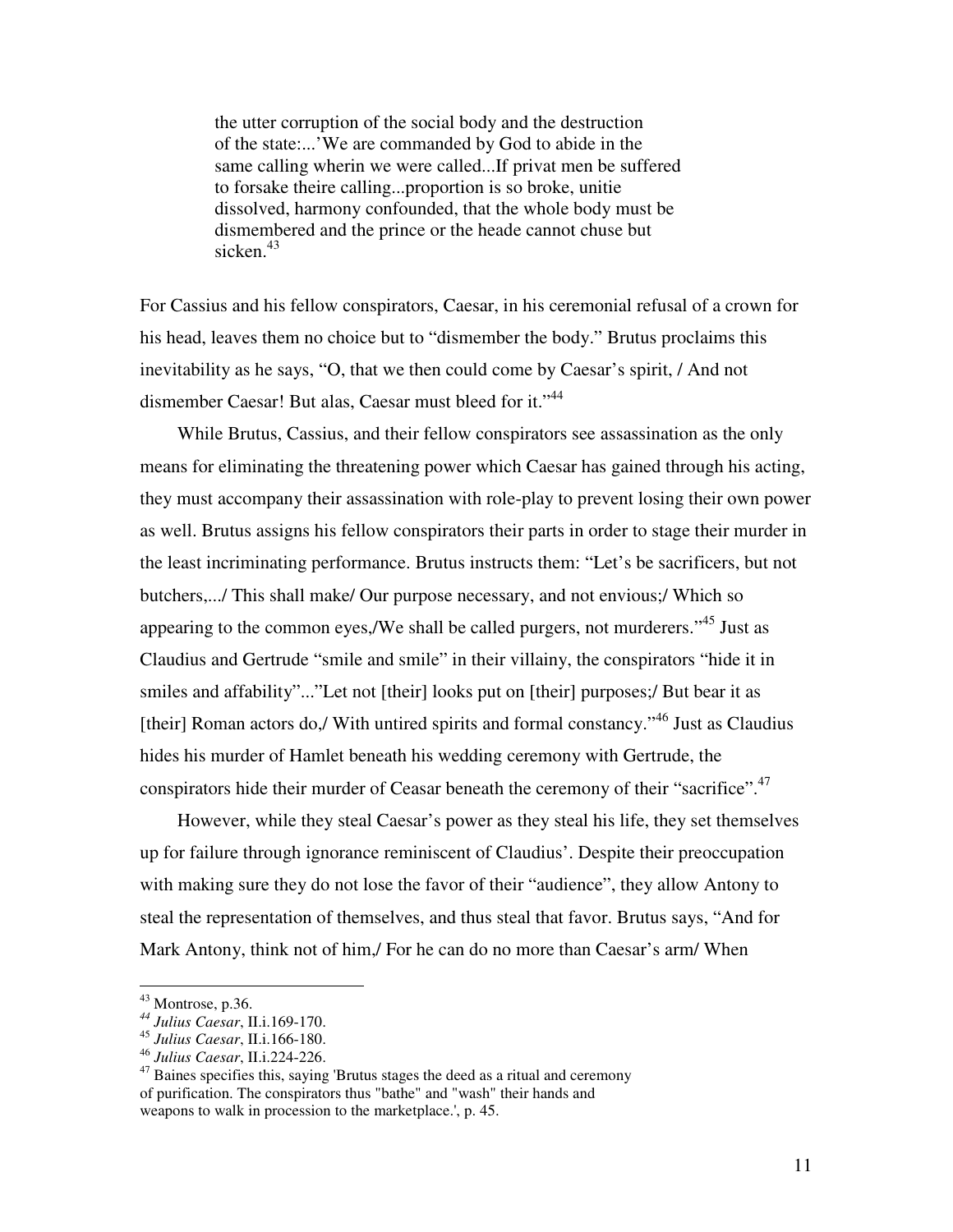> the utter corruption of the social body and the destruction of the state:...'We are commanded by God to abide in the same calling wherin we were called...If privat men be suffered to forsake theire calling...proportion is so broke, unitie dissolved, harmony confounded, that the whole body must be dismembered and the prince or the heade cannot chuse but sicken.[43]

For Cassius and his fellow conspirators, Caesar, in his ceremonial refusal of a crown for his head, leaves them no choice but to "dismember the body." Brutus proclaims this inevitability as he says, "O, that we then could come by Caesar's spirit, / And not dismember Caesar! But alas, Caesar must bleed for it."[44]

While Brutus, Cassius, and their fellow conspirators see assassination as the only means for eliminating the threatening power which Caesar has gained through his acting, they must accompany their assassination with role-play to prevent losing their own power as well. Brutus assigns his fellow conspirators their parts in order to stage their murder in the least incriminating performance. Brutus instructs them: "Let's be sacrificers, but not butchers,.../ This shall make/ Our purpose necessary, and not envious;/ Which so appearing to the common eyes,/We shall be called purgers, not murderers."[45] Just as Claudius and Gertrude "smile and smile" in their villainy, the conspirators "hide it in smiles and affability"..."Let not [their] looks put on [their] purposes;/ But bear it as [their] Roman actors do,/ With untired spirits and formal constancy."[46] Just as Claudius hides his murder of Hamlet beneath his wedding ceremony with Gertrude, the conspirators hide their murder of Ceasar beneath the ceremony of their "sacrifice".[47]

However, while they steal Caesar's power as they steal his life, they set themselves up for failure through ignorance reminiscent of Claudius'. Despite their preoccupation with making sure they do not lose the favor of their "audience", they allow Antony to steal the representation of themselves, and thus steal that favor. Brutus says, "And for Mark Antony, think not of him,/ For he can do no more than Caesar's arm/ When

---

[43] Montrose, p.36.

[44] *Julius Caesar*, II.i.169-170.

[45] *Julius Caesar*, II.i.166-180.

[46] *Julius Caesar*, II.i.224-226.

[47] Baines specifies this, saying 'Brutus stages the deed as a ritual and ceremony of purification. The conspirators thus "bathe" and "wash" their hands and weapons to walk in procession to the marketplace.', p. 45.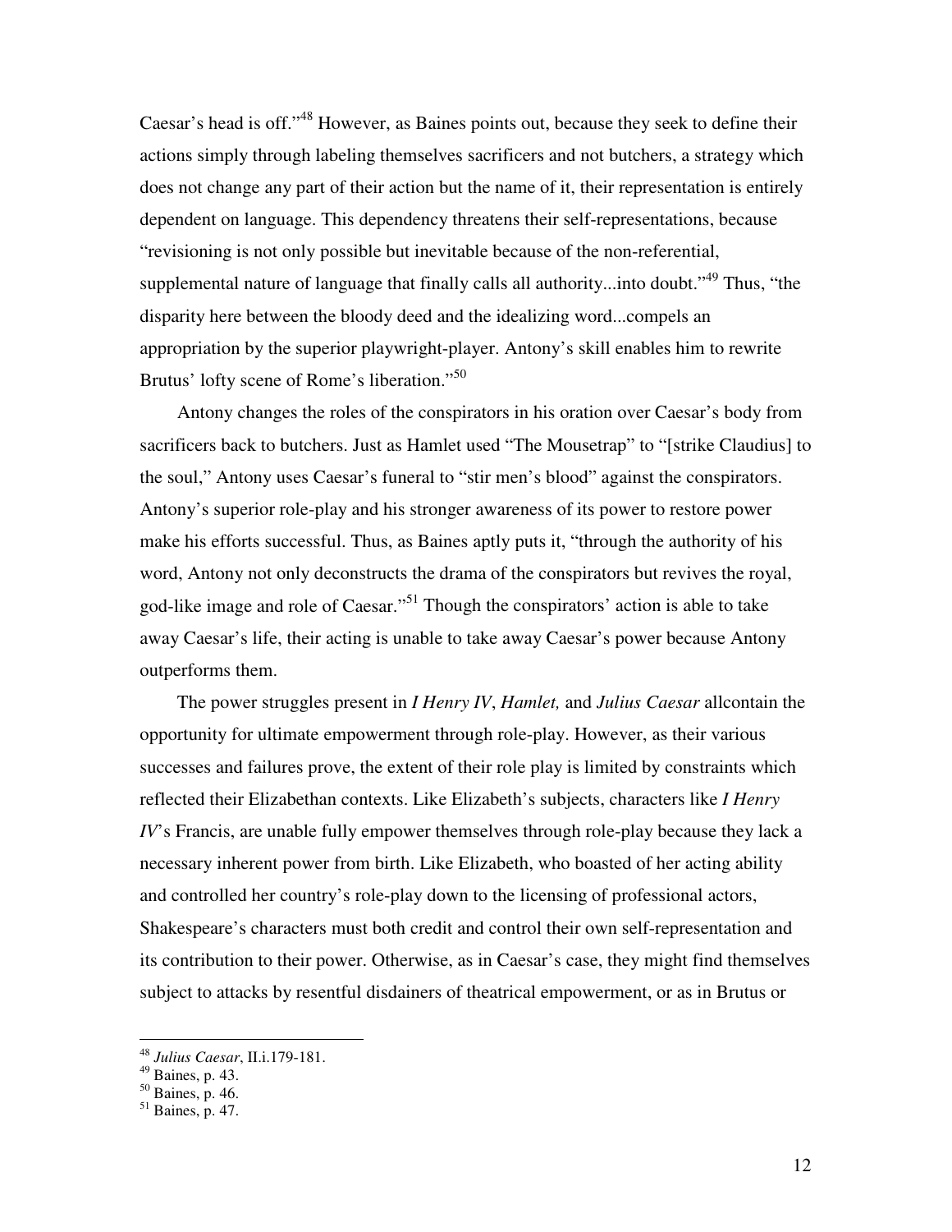Caesar's head is off."[48] However, as Baines points out, because they seek to define their actions simply through labeling themselves sacrificers and not butchers, a strategy which does not change any part of their action but the name of it, their representation is entirely dependent on language. This dependency threatens their self-representations, because "revisioning is not only possible but inevitable because of the non-referential, supplemental nature of language that finally calls all authority...into doubt."[49] Thus, "the disparity here between the bloody deed and the idealizing word...compels an appropriation by the superior playwright-player. Antony's skill enables him to rewrite Brutus' lofty scene of Rome's liberation."[50]

Antony changes the roles of the conspirators in his oration over Caesar's body from sacrificers back to butchers. Just as Hamlet used "The Mousetrap" to "[strike Claudius] to the soul," Antony uses Caesar's funeral to "stir men's blood" against the conspirators. Antony's superior role-play and his stronger awareness of its power to restore power make his efforts successful. Thus, as Baines aptly puts it, "through the authority of his word, Antony not only deconstructs the drama of the conspirators but revives the royal, god-like image and role of Caesar."[51] Though the conspirators' action is able to take away Caesar's life, their acting is unable to take away Caesar's power because Antony outperforms them.

The power struggles present in *I Henry IV*, *Hamlet,* and *Julius Caesar* allcontain the opportunity for ultimate empowerment through role-play. However, as their various successes and failures prove, the extent of their role play is limited by constraints which reflected their Elizabethan contexts. Like Elizabeth's subjects, characters like *I Henry IV*'s Francis, are unable fully empower themselves through role-play because they lack a necessary inherent power from birth. Like Elizabeth, who boasted of her acting ability and controlled her country's role-play down to the licensing of professional actors, Shakespeare's characters must both credit and control their own self-representation and its contribution to their power. Otherwise, as in Caesar's case, they might find themselves subject to attacks by resentful disdainers of theatrical empowerment, or as in Brutus or

---

[48] *Julius Caesar*, II.i.179-181.

[49] Baines, p. 43.

[50] Baines, p. 46.

[51] Baines, p. 47.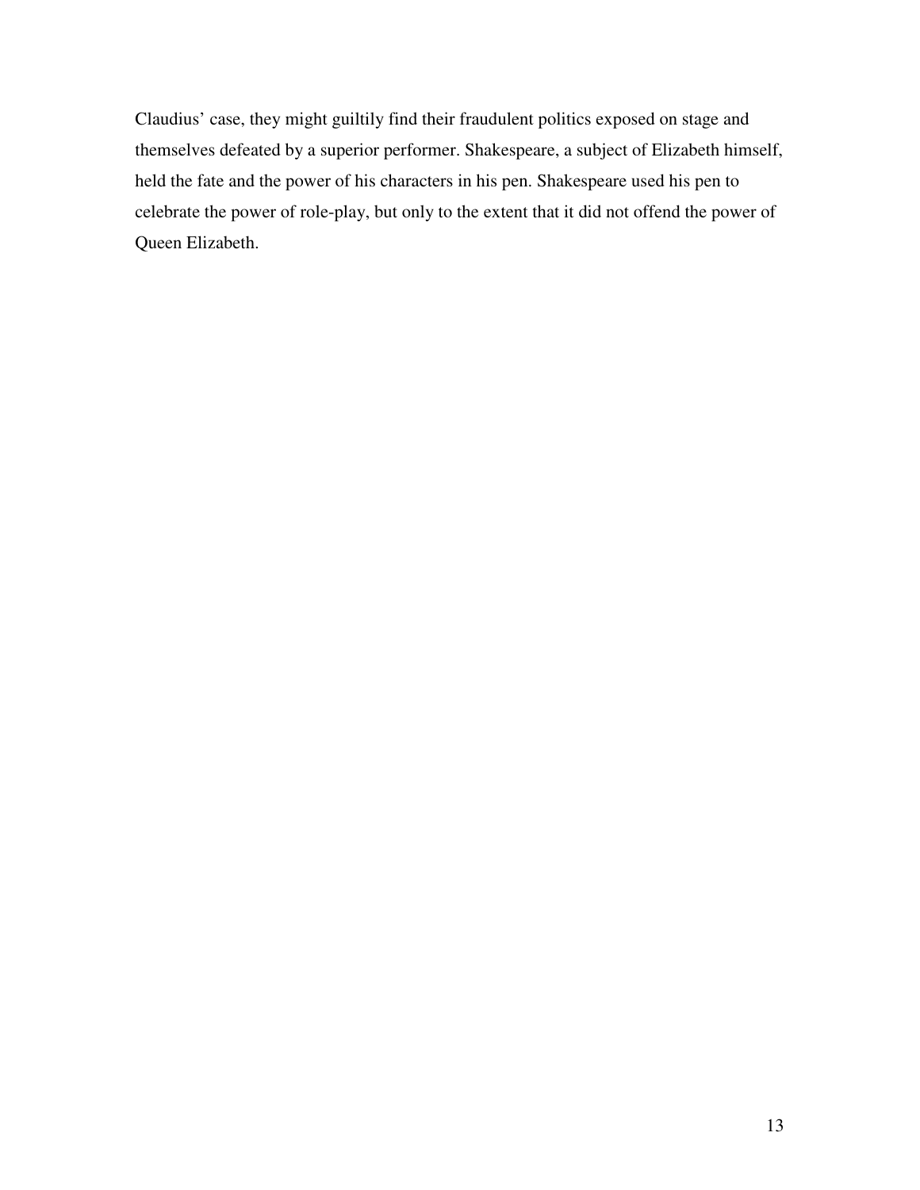Claudius' case, they might guiltily find their fraudulent politics exposed on stage and themselves defeated by a superior performer. Shakespeare, a subject of Elizabeth himself, held the fate and the power of his characters in his pen. Shakespeare used his pen to celebrate the power of role-play, but only to the extent that it did not offend the power of Queen Elizabeth.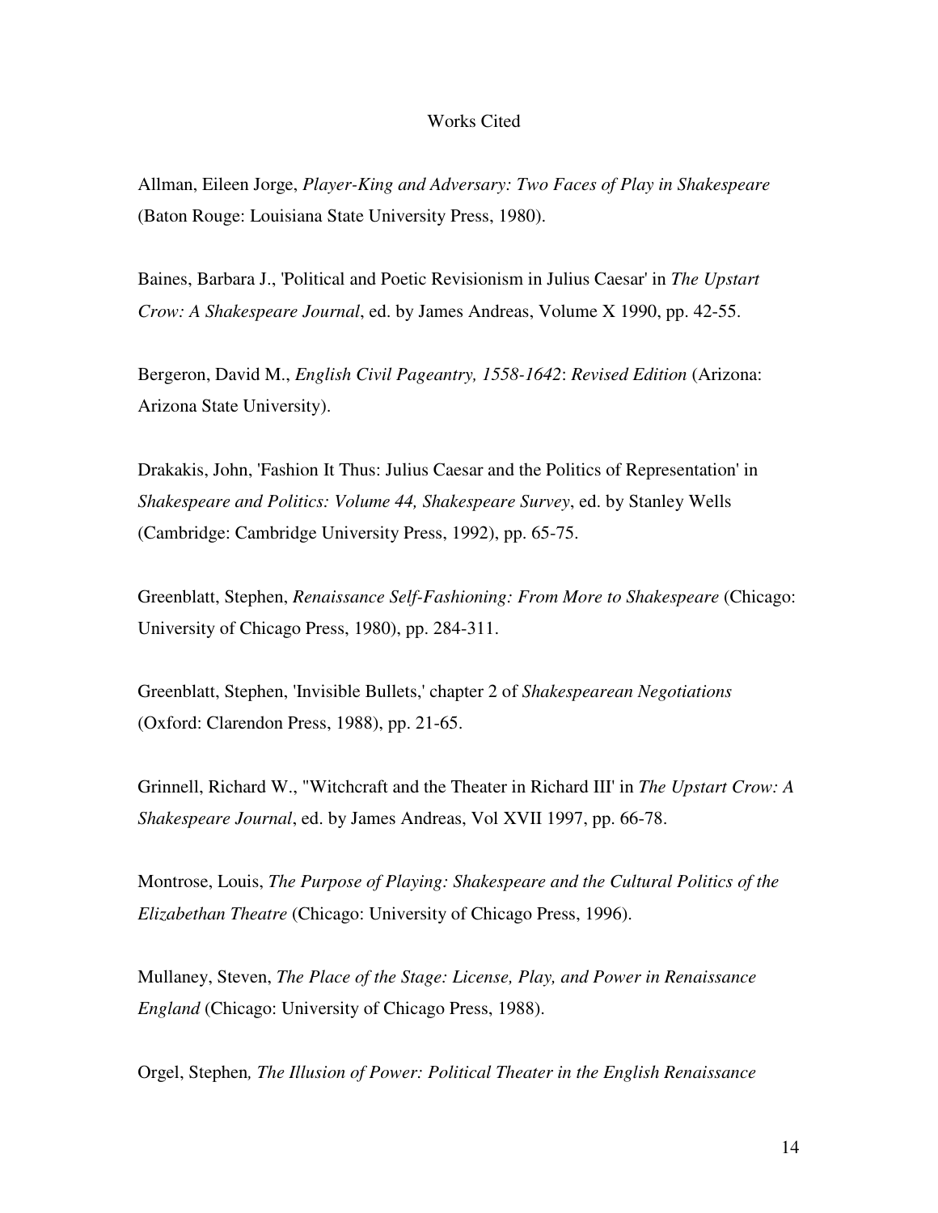# Works Cited

Allman, Eileen Jorge, *Player-King and Adversary: Two Faces of Play in Shakespeare* (Baton Rouge: Louisiana State University Press, 1980).

Baines, Barbara J., 'Political and Poetic Revisionism in Julius Caesar' in *The Upstart Crow: A Shakespeare Journal*, ed. by James Andreas, Volume X 1990, pp. 42-55.

Bergeron, David M., *English Civil Pageantry, 1558-1642*: *Revised Edition* (Arizona: Arizona State University).

Drakakis, John, 'Fashion It Thus: Julius Caesar and the Politics of Representation' in *Shakespeare and Politics: Volume 44, Shakespeare Survey*, ed. by Stanley Wells (Cambridge: Cambridge University Press, 1992), pp. 65-75.

Greenblatt, Stephen, *Renaissance Self-Fashioning: From More to Shakespeare* (Chicago: University of Chicago Press, 1980), pp. 284-311.

Greenblatt, Stephen, 'Invisible Bullets,' chapter 2 of *Shakespearean Negotiations* (Oxford: Clarendon Press, 1988), pp. 21-65.

Grinnell, Richard W., "Witchcraft and the Theater in Richard III' in *The Upstart Crow: A Shakespeare Journal*, ed. by James Andreas, Vol XVII 1997, pp. 66-78.

Montrose, Louis, *The Purpose of Playing: Shakespeare and the Cultural Politics of the Elizabethan Theatre* (Chicago: University of Chicago Press, 1996).

Mullaney, Steven, *The Place of the Stage: License, Play, and Power in Renaissance England* (Chicago: University of Chicago Press, 1988).

Orgel, Stephen*, The Illusion of Power: Political Theater in the English Renaissance*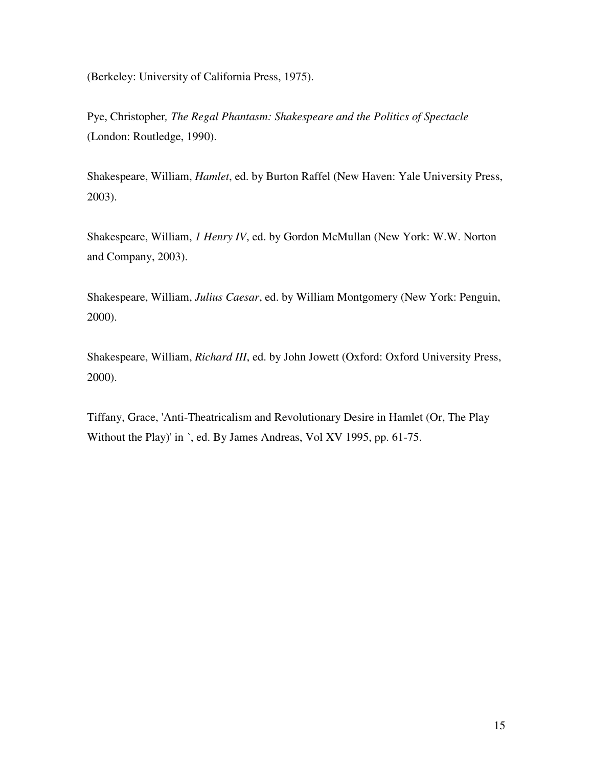(Berkeley: University of California Press, 1975).

Pye, Christopher*, The Regal Phantasm: Shakespeare and the Politics of Spectacle* (London: Routledge, 1990).

Shakespeare, William, *Hamlet*, ed. by Burton Raffel (New Haven: Yale University Press, 2003).

Shakespeare, William, *1 Henry IV*, ed. by Gordon McMullan (New York: W.W. Norton and Company, 2003).

Shakespeare, William, *Julius Caesar*, ed. by William Montgomery (New York: Penguin, 2000).

Shakespeare, William, *Richard III*, ed. by John Jowett (Oxford: Oxford University Press, 2000).

Tiffany, Grace, 'Anti-Theatricalism and Revolutionary Desire in Hamlet (Or, The Play Without the Play)' in `, ed. By James Andreas, Vol XV 1995, pp. 61-75.